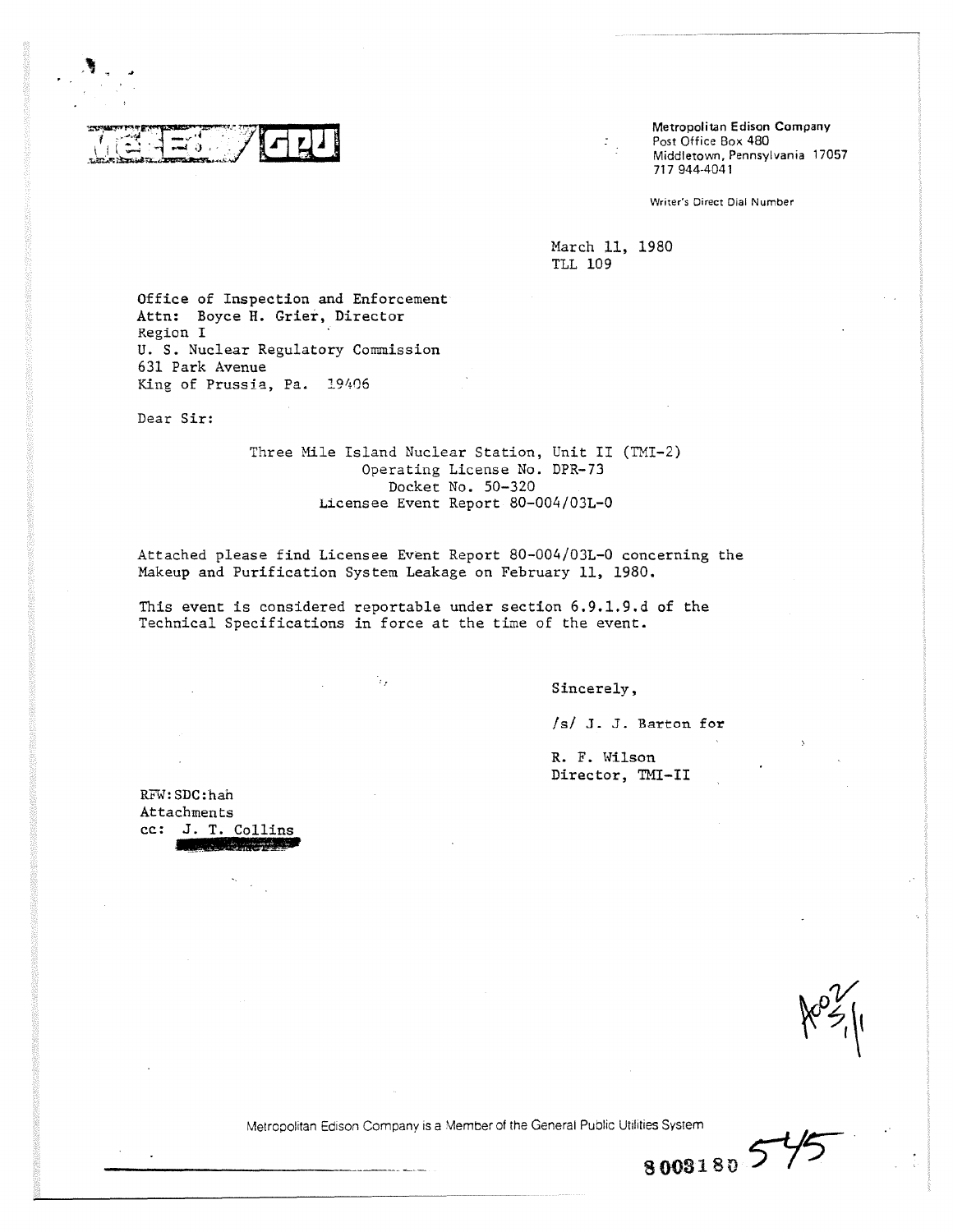Metropolitan Edison Company
Post Office Box 480
Middletown, Pennsylvania 17057
717 944-4041

Writer's Direct Dial Number

March 11, 1980
TLL 109

Office of Inspection and Enforcement
Attn: Boyce H. Grier, Director
Region I
U. S. Nuclear Regulatory Commission
631 Park Avenue
King of Prussia, Pa. 19406

Dear Sir:

Three Mile Island Nuclear Station, Unit II (TMI-2)
Operating License No. DPR-73
Docket No. 50-320
Licensee Event Report 80-004/03L-0

Attached please find Licensee Event Report 80-004/03L-0 concerning the Makeup and Purification System Leakage on February 11, 1980.

This event is considered reportable under section 6.9.1.9.d of the Technical Specifications in force at the time of the event.

Sincerely,

/s/ J. J. Barton for

R. F. Wilson
Director, TMI-II

RFW:SDC:hah
Attachments
cc: J. T. Collins

Metropolitan Edison Company is a Member of the General Public Utilities System

8003180 545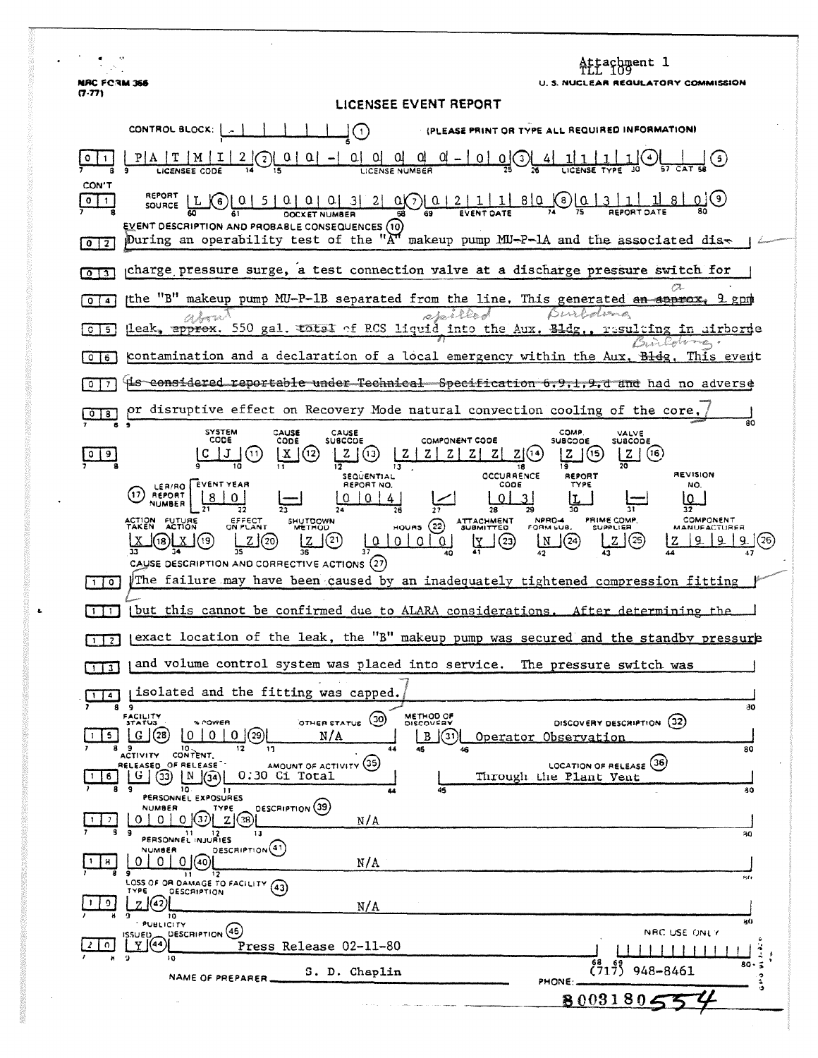Attachment 1
TLL 109

NRC FORM 366 (7-77)

U. S. NUCLEAR REGULATORY COMMISSION

# LICENSEE EVENT REPORT

CONTROL BLOCK: | - | | | | | | (1) (PLEASE PRINT OR TYPE ALL REQUIRED INFORMATION)

| 0 | 1 | P A T M I 2 (2) 0 0 - 0 0 0 0 0 - 0 0 (3) 4 1 1 1 1 (4) | | (5)

LICENSEE CODE — LICENSE NUMBER — LICENSE TYPE — CAT

CON'T | 0 | 1 | REPORT SOURCE L (6) 0 5 0 0 0 3 2 0 (7) 0 2 1 1 8 0 (8) 0 3 1 1 8 0 (9)

DOCKET NUMBER — EVENT DATE — REPORT DATE

**EVENT DESCRIPTION AND PROBABLE CONSEQUENCES (10)**

| 0 | 2 | During an operability test of the "A" makeup pump MU-P-1A and the associated dis-
| 0 | 3 | charge pressure surge, a test connection valve at a discharge pressure switch for
| 0 | 4 | the "B" makeup pump MU-P-1B separated from the line. This generated ~~an approx.~~ a 9 gpm
| 0 | 5 | leak, ~~approx.~~ about 550 gal. ~~total~~ of RCS liquid spilled into the Aux. ~~Bldg.~~ Building, resulting in airborne
| 0 | 6 | contamination and a declaration of a local emergency within the Aux. ~~Bldg.~~ Building. This event
| 0 | 7 | ~~is considered reportable under Technical Specification 6.9.1.9.d and~~ had no adverse
| 0 | 8 | or disruptive effect on Recovery Mode natural convection cooling of the core.

| 0 | 9 | SYSTEM CODE: C J (11) — CAUSE CODE: X (12) — CAUSE SUBCODE: Z (13) — COMPONENT CODE: Z Z Z Z Z Z (14) — COMP. SUBCODE: Z (15) — VALVE SUBCODE: Z (16)

(17) LER/RO REPORT NUMBER — EVENT YEAR: 8 0 — — — SEQUENTIAL REPORT NO.: 0 0 4 — / — OCCURRENCE CODE: 0 3 — REPORT TYPE: L — — — REVISION NO.: 0

ACTION TAKEN: X (18) — FUTURE ACTION: X (19) — EFFECT ON PLANT: Z (20) — SHUTDOWN METHOD: Z (21) — HOURS (22): 0 0 0 0 — ATTACHMENT SUBMITTED: Y (23) — NPRD-4 FORM SUB.: N (24) — PRIME COMP. SUPPLIER: Z (25) — COMPONENT MANUFACTURER: Z 9 9 9 (26)

**CAUSE DESCRIPTION AND CORRECTIVE ACTIONS (27)**

| 1 | 0 | The failure may have been caused by an inadequately tightened compression fitting
| 1 | 1 | but this cannot be confirmed due to ALARA considerations. After determining the
| 1 | 2 | exact location of the leak, the "B" makeup pump was secured and the standby pressure
| 1 | 3 | and volume control system was placed into service. The pressure switch was
| 1 | 4 | isolated and the fitting was capped.

| 1 | 5 | FACILITY STATUS: G (28) — % POWER: 0 0 0 (29) — OTHER STATUS (30): N/A — METHOD OF DISCOVERY: B (31) — DISCOVERY DESCRIPTION (32): Operator Observation

| 1 | 6 | ACTIVITY RELEASED: G (33) — CONTENT OF RELEASE: N (34) — AMOUNT OF ACTIVITY (35): 0.30 Ci Total — LOCATION OF RELEASE (36): Through the Plant Vent

PERSONNEL EXPOSURES
| 1 | 7 | NUMBER: 0 0 0 (37) — TYPE: Z (38) — DESCRIPTION (39): N/A

PERSONNEL INJURIES
| 1 | 8 | NUMBER: 0 0 0 (40) — DESCRIPTION (41): N/A

LOSS OF OR DAMAGE TO FACILITY (43)
| 1 | 9 | TYPE: Z (42) — DESCRIPTION: N/A

PUBLICITY
| 2 | 0 | ISSUED: Y (44) — DESCRIPTION (45): Press Release 02-11-80 — NRC USE ONLY

NAME OF PREPARER: S. D. Chaplin — PHONE: (717) 948-8461

8003180554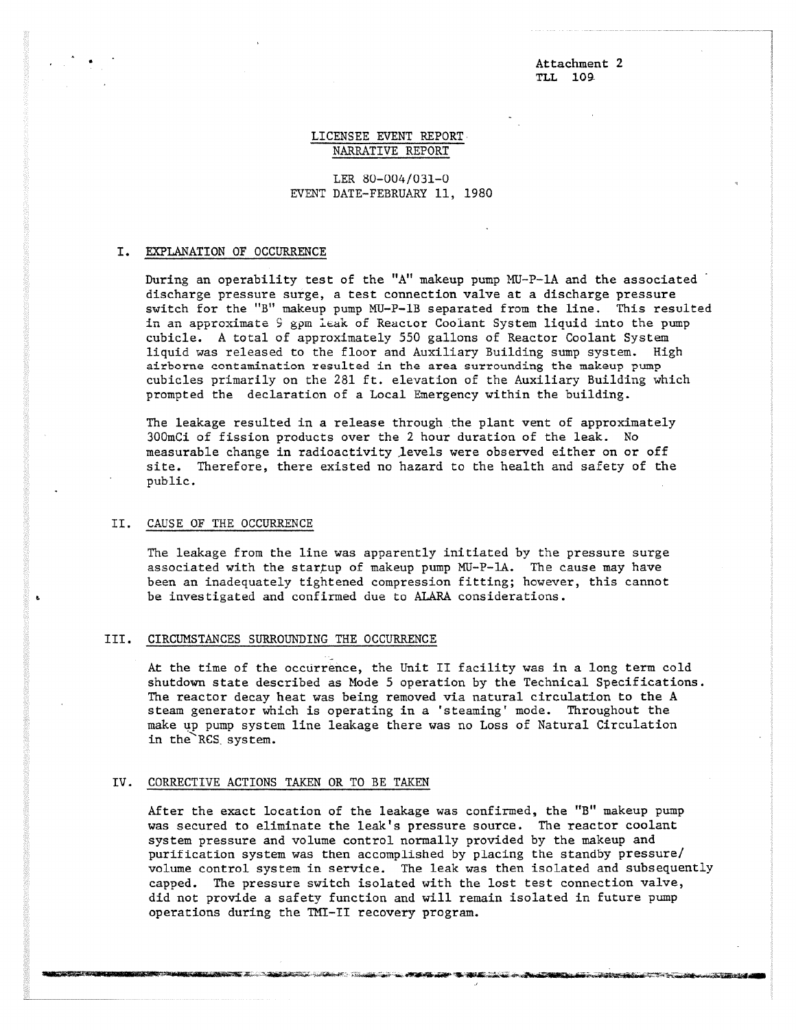Attachment 2
TLL 109

# LICENSEE EVENT REPORT
## NARRATIVE REPORT

LER 80-004/031-0
EVENT DATE-FEBRUARY 11, 1980

## I. EXPLANATION OF OCCURRENCE

During an operability test of the "A" makeup pump MU-P-1A and the associated discharge pressure surge, a test connection valve at a discharge pressure switch for the "B" makeup pump MU-P-1B separated from the line. This resulted in an approximate 9 gpm leak of Reactor Coolant System liquid into the pump cubicle. A total of approximately 550 gallons of Reactor Coolant System liquid was released to the floor and Auxiliary Building sump system. High airborne contamination resulted in the area surrounding the makeup pump cubicles primarily on the 281 ft. elevation of the Auxiliary Building which prompted the declaration of a Local Emergency within the building.

The leakage resulted in a release through the plant vent of approximately 300mCi of fission products over the 2 hour duration of the leak. No measurable change in radioactivity levels were observed either on or off site. Therefore, there existed no hazard to the health and safety of the public.

## II. CAUSE OF THE OCCURRENCE

The leakage from the line was apparently initiated by the pressure surge associated with the startup of makeup pump MU-P-1A. The cause may have been an inadequately tightened compression fitting; however, this cannot be investigated and confirmed due to ALARA considerations.

## III. CIRCUMSTANCES SURROUNDING THE OCCURRENCE

At the time of the occurrence, the Unit II facility was in a long term cold shutdown state described as Mode 5 operation by the Technical Specifications. The reactor decay heat was being removed via natural circulation to the A steam generator which is operating in a 'steaming' mode. Throughout the make up pump system line leakage there was no Loss of Natural Circulation in the RCS system.

## IV. CORRECTIVE ACTIONS TAKEN OR TO BE TAKEN

After the exact location of the leakage was confirmed, the "B" makeup pump was secured to eliminate the leak's pressure source. The reactor coolant system pressure and volume control normally provided by the makeup and purification system was then accomplished by placing the standby pressure/volume control system in service. The leak was then isolated and subsequently capped. The pressure switch isolated with the lost test connection valve, did not provide a safety function and will remain isolated in future pump operations during the TMI-II recovery program.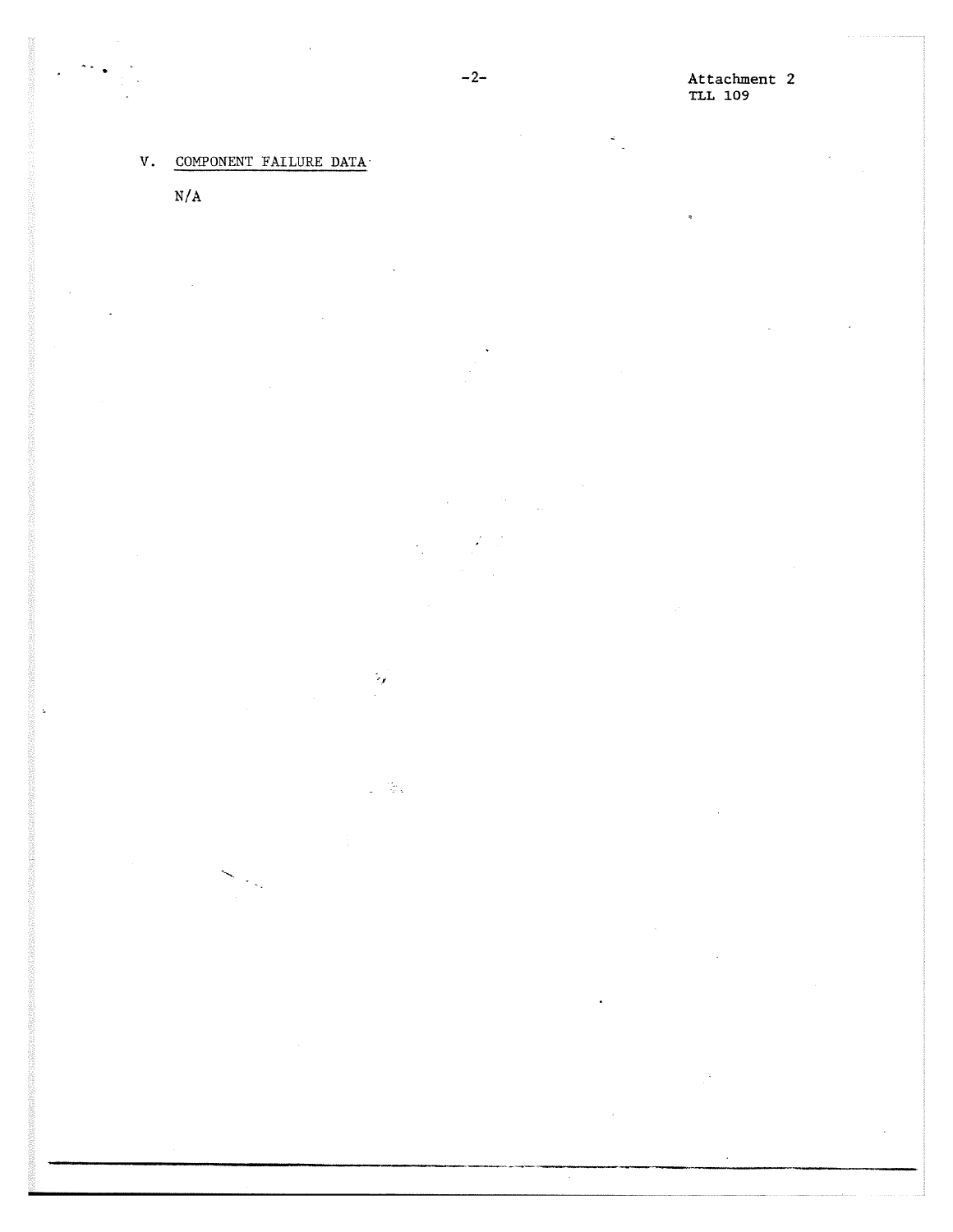## V. COMPONENT FAILURE DATA

N/A